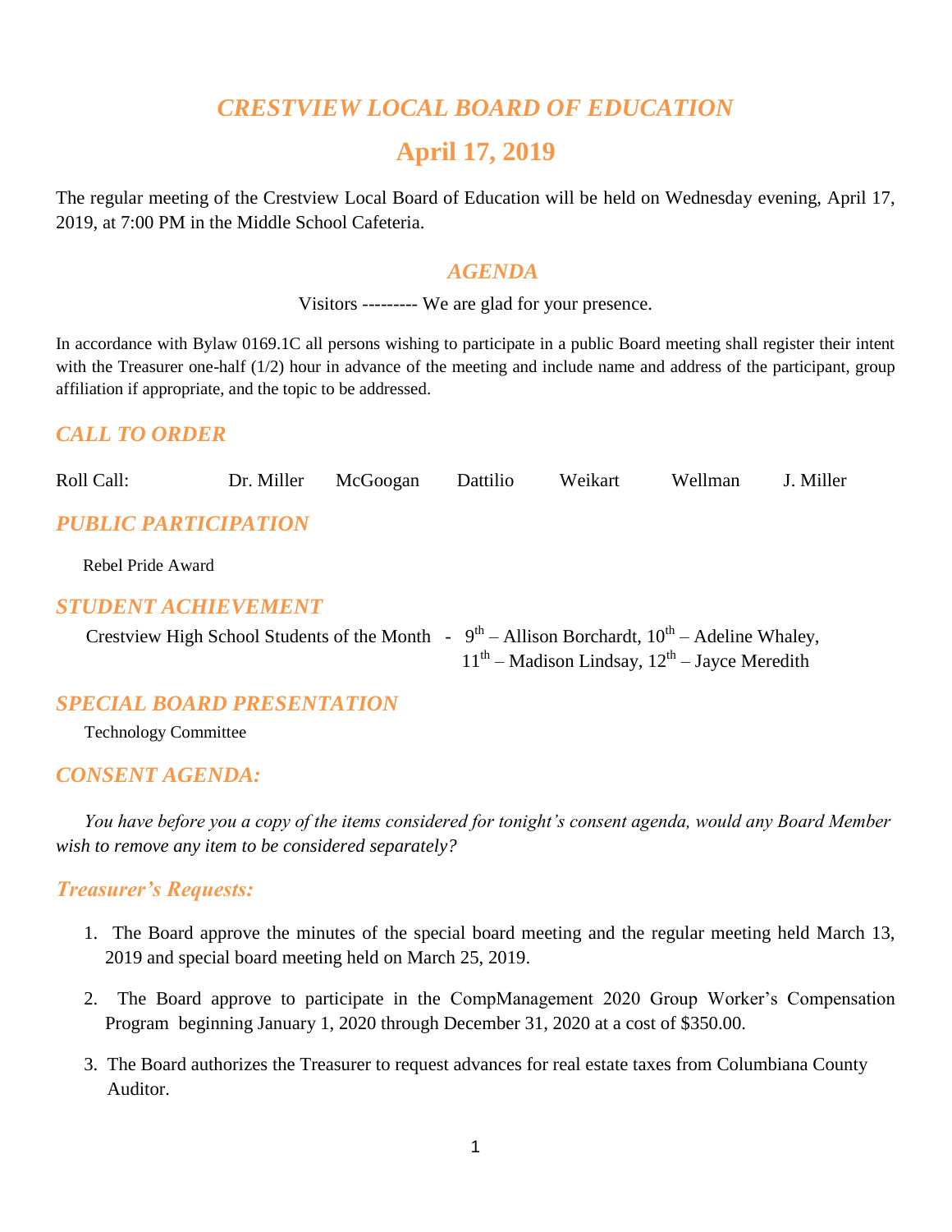# *CRESTVIEW LOCAL BOARD OF EDUCATION*

## April 17, 2019

The regular meeting of the Crestview Local Board of Education will be held on Wednesday evening, April 17, 2019, at 7:00 PM in the Middle School Cafeteria.

## *AGENDA*

Visitors --------- We are glad for your presence.

In accordance with Bylaw 0169.1C all persons wishing to participate in a public Board meeting shall register their intent with the Treasurer one-half (1/2) hour in advance of the meeting and include name and address of the participant, group affiliation if appropriate, and the topic to be addressed.

## *CALL TO ORDER*

Roll Call: Dr. Miller McGoogan Dattilio Weikart Wellman J. Miller

## *PUBLIC PARTICIPATION*

Rebel Pride Award

## *STUDENT ACHIEVEMENT*

Crestview High School Students of the Month - 9th – Allison Borchardt, 10th – Adeline Whaley, 11th – Madison Lindsay, 12th – Jayce Meredith

## *SPECIAL BOARD PRESENTATION*

Technology Committee

## *CONSENT AGENDA:*

*You have before you a copy of the items considered for tonight's consent agenda, would any Board Member wish to remove any item to be considered separately?*

### *Treasurer's Requests:*

1. The Board approve the minutes of the special board meeting and the regular meeting held March 13, 2019 and special board meeting held on March 25, 2019.
2. The Board approve to participate in the CompManagement 2020 Group Worker's Compensation Program beginning January 1, 2020 through December 31, 2020 at a cost of $350.00.
3. The Board authorizes the Treasurer to request advances for real estate taxes from Columbiana County Auditor.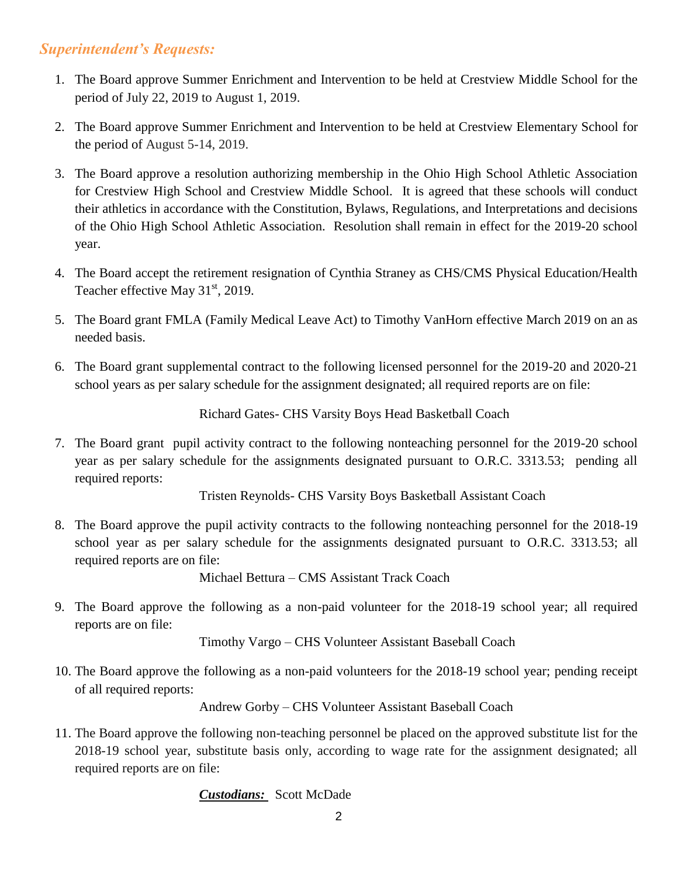## *Superintendent's Requests:*

1. The Board approve Summer Enrichment and Intervention to be held at Crestview Middle School for the period of July 22, 2019 to August 1, 2019.

2. The Board approve Summer Enrichment and Intervention to be held at Crestview Elementary School for the period of August 5-14, 2019.

3. The Board approve a resolution authorizing membership in the Ohio High School Athletic Association for Crestview High School and Crestview Middle School. It is agreed that these schools will conduct their athletics in accordance with the Constitution, Bylaws, Regulations, and Interpretations and decisions of the Ohio High School Athletic Association. Resolution shall remain in effect for the 2019-20 school year.

4. The Board accept the retirement resignation of Cynthia Straney as CHS/CMS Physical Education/Health Teacher effective May 31st, 2019.

5. The Board grant FMLA (Family Medical Leave Act) to Timothy VanHorn effective March 2019 on an as needed basis.

6. The Board grant supplemental contract to the following licensed personnel for the 2019-20 and 2020-21 school years as per salary schedule for the assignment designated; all required reports are on file:

   Richard Gates- CHS Varsity Boys Head Basketball Coach

7. The Board grant pupil activity contract to the following nonteaching personnel for the 2019-20 school year as per salary schedule for the assignments designated pursuant to O.R.C. 3313.53; pending all required reports:

   Tristen Reynolds- CHS Varsity Boys Basketball Assistant Coach

8. The Board approve the pupil activity contracts to the following nonteaching personnel for the 2018-19 school year as per salary schedule for the assignments designated pursuant to O.R.C. 3313.53; all required reports are on file:

   Michael Bettura – CMS Assistant Track Coach

9. The Board approve the following as a non-paid volunteer for the 2018-19 school year; all required reports are on file:

   Timothy Vargo – CHS Volunteer Assistant Baseball Coach

10. The Board approve the following as a non-paid volunteers for the 2018-19 school year; pending receipt of all required reports:

    Andrew Gorby – CHS Volunteer Assistant Baseball Coach

11. The Board approve the following non-teaching personnel be placed on the approved substitute list for the 2018-19 school year, substitute basis only, according to wage rate for the assignment designated; all required reports are on file:

    ***Custodians:*** Scott McDade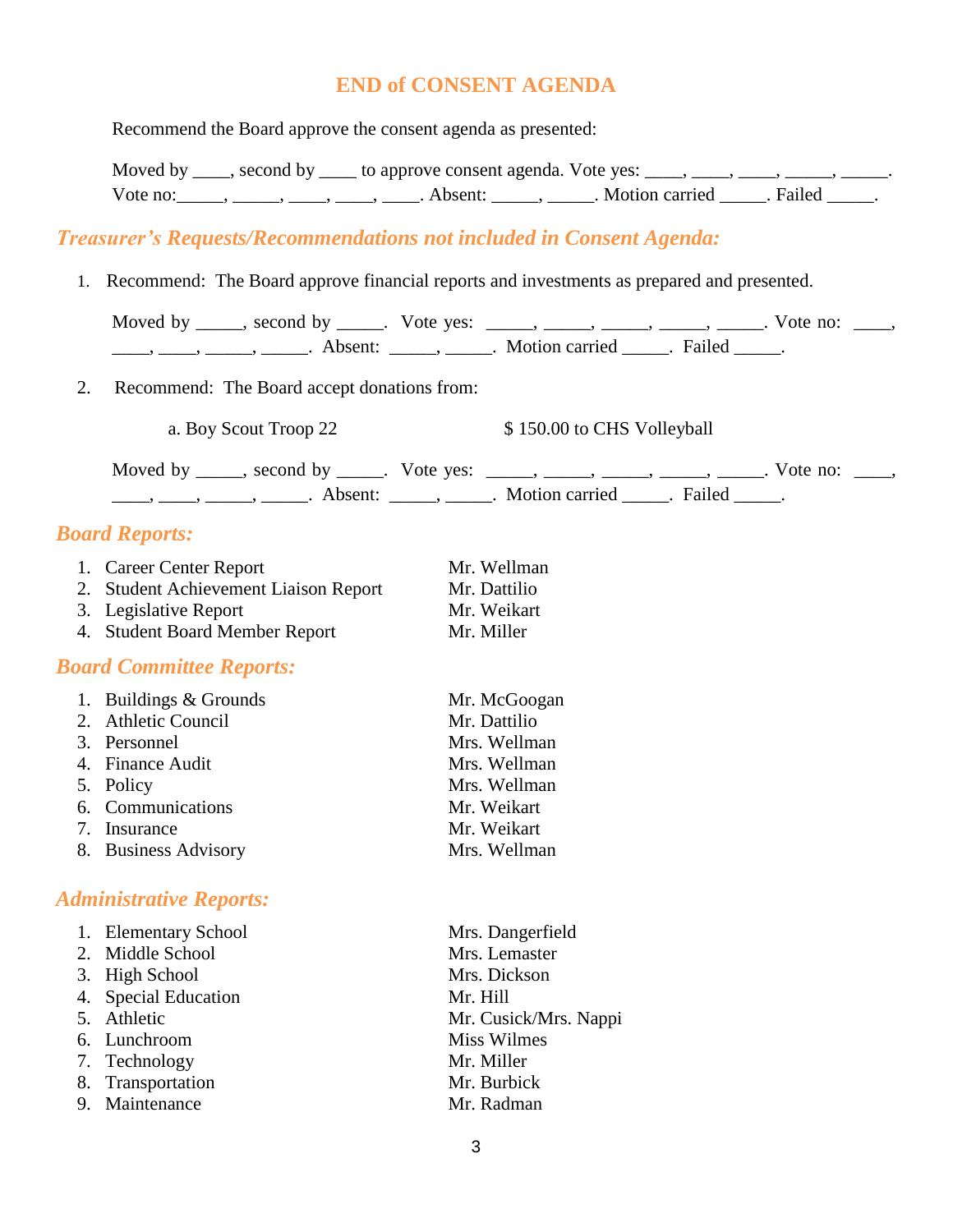## END of CONSENT AGENDA

Recommend the Board approve the consent agenda as presented:

Moved by ____, second by ____ to approve consent agenda. Vote yes: ____, ____, ____, _____, _____. Vote no:_____, _____, ____, ____, ____. Absent: _____, _____. Motion carried _____. Failed _____.

### *Treasurer's Requests/Recommendations not included in Consent Agenda:*

1. Recommend: The Board approve financial reports and investments as prepared and presented.

   Moved by _____, second by _____. Vote yes: _____, _____, _____, _____, _____. Vote no: ____, ____, ____, _____, _____. Absent: _____, _____. Motion carried _____. Failed _____.

2. Recommend: The Board accept donations from:

   a. Boy Scout Troop 22 — $ 150.00 to CHS Volleyball

   Moved by _____, second by _____. Vote yes: _____, _____, _____, _____, _____. Vote no: ____, ____, ____, _____, _____. Absent: _____, _____. Motion carried _____. Failed _____.

### *Board Reports:*

1. Career Center Report — Mr. Wellman
2. Student Achievement Liaison Report — Mr. Dattilio
3. Legislative Report — Mr. Weikart
4. Student Board Member Report — Mr. Miller

### *Board Committee Reports:*

1. Buildings & Grounds — Mr. McGoogan
2. Athletic Council — Mr. Dattilio
3. Personnel — Mrs. Wellman
4. Finance Audit — Mrs. Wellman
5. Policy — Mrs. Wellman
6. Communications — Mr. Weikart
7. Insurance — Mr. Weikart
8. Business Advisory — Mrs. Wellman

### *Administrative Reports:*

1. Elementary School — Mrs. Dangerfield
2. Middle School — Mrs. Lemaster
3. High School — Mrs. Dickson
4. Special Education — Mr. Hill
5. Athletic — Mr. Cusick/Mrs. Nappi
6. Lunchroom — Miss Wilmes
7. Technology — Mr. Miller
8. Transportation — Mr. Burbick
9. Maintenance — Mr. Radman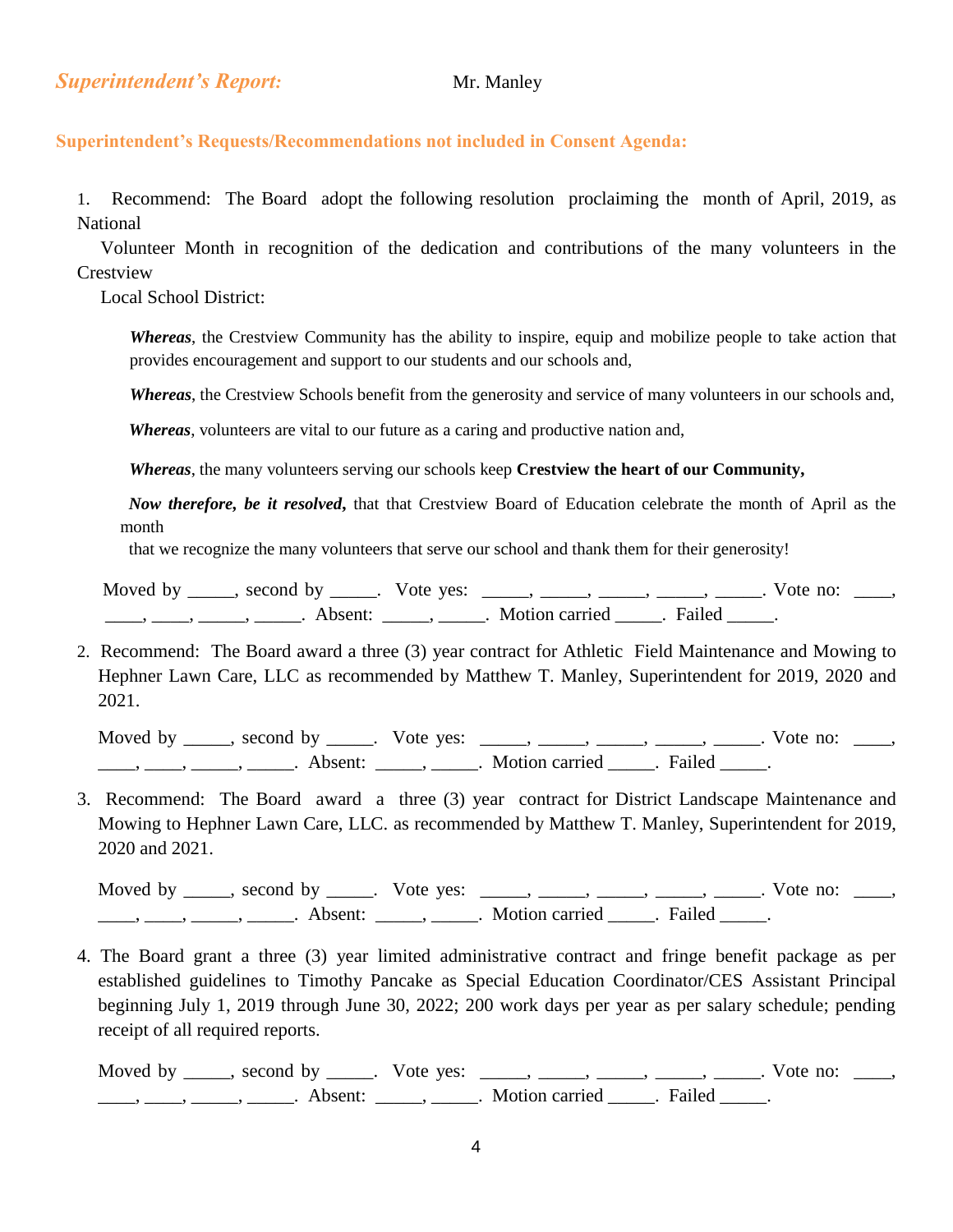## *Superintendent's Report:* Mr. Manley

### Superintendent's Requests/Recommendations not included in Consent Agenda:

1. Recommend: The Board adopt the following resolution proclaiming the month of April, 2019, as National Volunteer Month in recognition of the dedication and contributions of the many volunteers in the Crestview Local School District:

   ***Whereas***, the Crestview Community has the ability to inspire, equip and mobilize people to take action that provides encouragement and support to our students and our schools and,

   ***Whereas***, the Crestview Schools benefit from the generosity and service of many volunteers in our schools and,

   ***Whereas***, volunteers are vital to our future as a caring and productive nation and,

   ***Whereas***, the many volunteers serving our schools keep **Crestview the heart of our Community,**

   ***Now therefore, be it resolved,*** that that Crestview Board of Education celebrate the month of April as the month that we recognize the many volunteers that serve our school and thank them for their generosity!

   Moved by _____, second by _____. Vote yes: _____, _____, _____, _____, _____. Vote no: ____, ____, ____, _____, _____. Absent: _____, _____. Motion carried _____. Failed _____.

2. Recommend: The Board award a three (3) year contract for Athletic Field Maintenance and Mowing to Hephner Lawn Care, LLC as recommended by Matthew T. Manley, Superintendent for 2019, 2020 and 2021.

   Moved by _____, second by _____. Vote yes: _____, _____, _____, _____, _____. Vote no: ____, ____, ____, _____, _____. Absent: _____, _____. Motion carried _____. Failed _____.

3. Recommend: The Board award a three (3) year contract for District Landscape Maintenance and Mowing to Hephner Lawn Care, LLC. as recommended by Matthew T. Manley, Superintendent for 2019, 2020 and 2021.

   Moved by _____, second by _____. Vote yes: _____, _____, _____, _____, _____. Vote no: ____, ____, ____, _____, _____. Absent: _____, _____. Motion carried _____. Failed _____.

4. The Board grant a three (3) year limited administrative contract and fringe benefit package as per established guidelines to Timothy Pancake as Special Education Coordinator/CES Assistant Principal beginning July 1, 2019 through June 30, 2022; 200 work days per year as per salary schedule; pending receipt of all required reports.

   Moved by _____, second by _____. Vote yes: _____, _____, _____, _____, _____. Vote no: ____, ____, ____, _____, _____. Absent: _____, _____. Motion carried _____. Failed _____.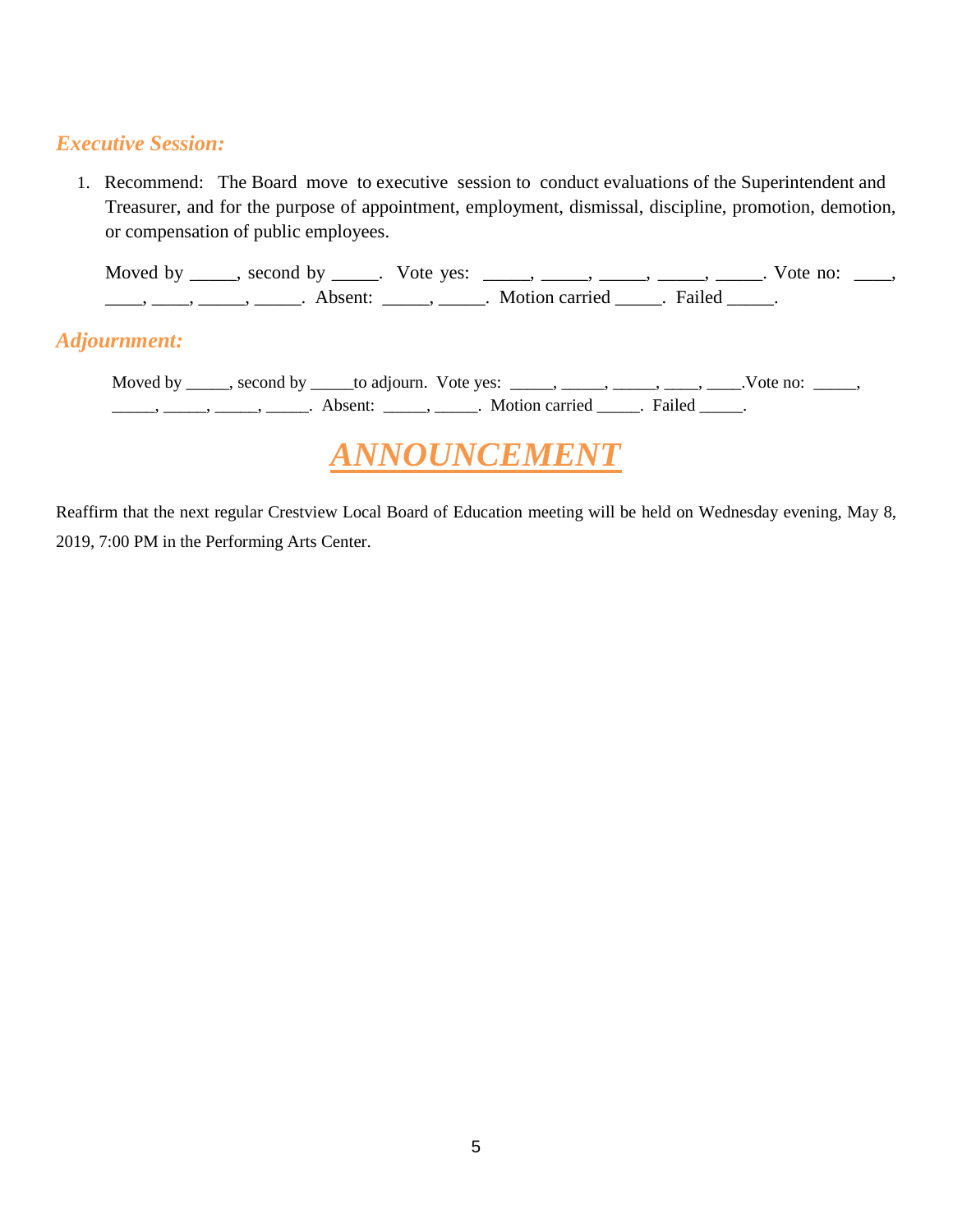## *Executive Session:*

1. Recommend: The Board move to executive session to conduct evaluations of the Superintendent and Treasurer, and for the purpose of appointment, employment, dismissal, discipline, promotion, demotion, or compensation of public employees.

   Moved by _____, second by _____. Vote yes: _____, _____, _____, _____, _____. Vote no: ____, ____, ____, _____, _____. Absent: _____, _____. Motion carried _____. Failed _____.

## *Adjournment:*

Moved by _____, second by _____to adjourn. Vote yes: _____, _____, _____, ____, ____.Vote no: _____, _____, _____, _____, _____. Absent: _____, _____. Motion carried _____. Failed _____.

# *ANNOUNCEMENT*

Reaffirm that the next regular Crestview Local Board of Education meeting will be held on Wednesday evening, May 8, 2019, 7:00 PM in the Performing Arts Center.